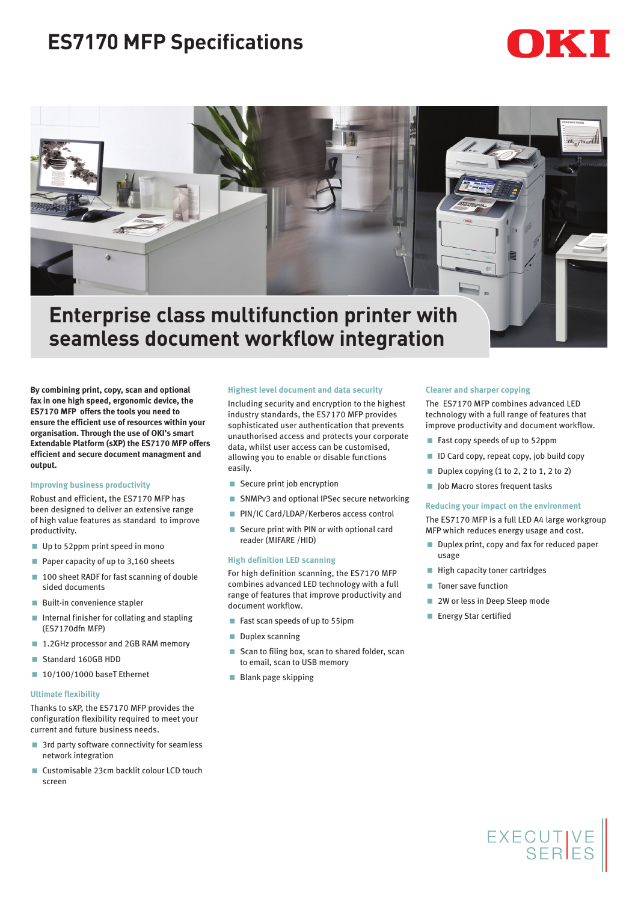# ES7170 MFP Specifications

OKI

## Enterprise class multifunction printer with seamless document workflow integration

**By combining print, copy, scan and optional fax in one high speed, ergonomic device, the ES7170 MFP offers the tools you need to ensure the efficient use of resources within your organisation. Through the use of OKI's smart Extendable Platform (sXP) the ES7170 MFP offers efficient and secure document managment and output.**

### Improving business productivity

Robust and efficient, the ES7170 MFP has been designed to deliver an extensive range of high value features as standard to improve productivity.

- Up to 52ppm print speed in mono
- Paper capacity of up to 3,160 sheets
- 100 sheet RADF for fast scanning of double sided documents
- Built-in convenience stapler
- Internal finisher for collating and stapling (ES7170dfn MFP)
- 1.2GHz processor and 2GB RAM memory
- Standard 160GB HDD
- 10/100/1000 baseT Ethernet

### Ultimate flexibility

Thanks to sXP, the ES7170 MFP provides the configuration flexibility required to meet your current and future business needs.

- 3rd party software connectivity for seamless network integration
- Customisable 23cm backlit colour LCD touch screen

### Highest level document and data security

Including security and encryption to the highest industry standards, the ES7170 MFP provides sophisticated user authentication that prevents unauthorised access and protects your corporate data, whilst user access can be customised, allowing you to enable or disable functions easily.

- Secure print job encryption
- SNMPv3 and optional IPSec secure networking
- PIN/IC Card/LDAP/Kerberos access control
- Secure print with PIN or with optional card reader (MIFARE /HID)

### High definition LED scanning

For high definition scanning, the ES7170 MFP combines advanced LED technology with a full range of features that improve productivity and document workflow.

- Fast scan speeds of up to 55ipm
- Duplex scanning
- Scan to filing box, scan to shared folder, scan to email, scan to USB memory
- Blank page skipping

### Clearer and sharper copying

The ES7170 MFP combines advanced LED technology with a full range of features that improve productivity and document workflow.

- Fast copy speeds of up to 52ppm
- ID Card copy, repeat copy, job build copy
- Duplex copying (1 to 2, 2 to 1, 2 to 2)
- Job Macro stores frequent tasks

### Reducing your impact on the environment

The ES7170 MFP is a full LED A4 large workgroup MFP which reduces energy usage and cost.

- Duplex print, copy and fax for reduced paper usage
- High capacity toner cartridges
- Toner save function
- 2W or less in Deep Sleep mode
- Energy Star certified

EXECUTIVE SERIES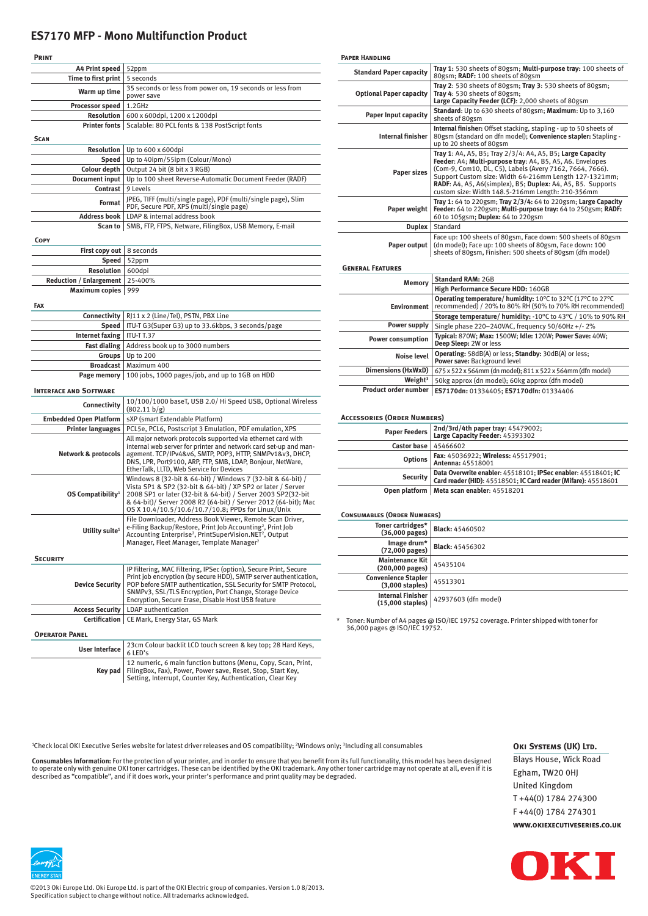# ES7170 MFP - Mono Multifunction Product

## Print

| | |
|---|---|
| A4 Print speed | 52ppm |
| Time to first print | 5 seconds |
| Warm up time | 35 seconds or less from power on, 19 seconds or less from power save |
| Processor speed | 1.2GHz |
| Resolution | 600 x 600dpi, 1200 x 1200dpi |
| Printer fonts | Scalable: 80 PCL fonts & 138 PostScript fonts |

## Scan

| | |
|---|---|
| Resolution | Up to 600 x 600dpi |
| Speed | Up to 40ipm/55ipm (Colour/Mono) |
| Colour depth | Output 24 bit (8 bit x 3 RGB) |
| Document input | Up to 100 sheet Reverse-Automatic Document Feeder (RADF) |
| Contrast | 9 Levels |
| Format | JPEG, TIFF (multi/single page), PDF (multi/single page), Slim PDF, Secure PDF, XPS (multi/single page) |
| Address book | LDAP & internal address book |
| Scan to | SMB, FTP, FTPS, Netware, FilingBox, USB Memory, E-mail |

## Copy

| | |
|---|---|
| First copy out | 8 seconds |
| Speed | 52ppm |
| Resolution | 600dpi |
| Reduction / Enlargement | 25-400% |
| Maximum copies | 999 |

## Fax

| | |
|---|---|
| Connectivity | RJ11 x 2 (Line/Tel), PSTN, PBX Line |
| Speed | ITU-T G3(Super G3) up to 33.6kbps, 3 seconds/page |
| Internet faxing | ITU-T T.37 |
| Fast dialing | Address book up to 3000 numbers |
| Groups | Up to 200 |
| Broadcast | Maximum 400 |
| Page memory | 100 jobs, 1000 pages/job, and up to 1GB on HDD |

## Interface and Software

| | |
|---|---|
| Connectivity | 10/100/1000 baseT, USB 2.0/ Hi Speed USB, Optional Wireless (802.11 b/g) |
| Embedded Open Platform | sXP (smart Extendable Platform) |
| Printer languages | PCL5e, PCL6, Postscript 3 Emulation, PDF emulation, XPS |
| Network & protocols | All major network protocols supported via ethernet card with internal web server for printer and network card set-up and management. TCP/IPv4&v6, SMTP, POP3, HTTP, SNMPv1&v3, DHCP, DNS, LPR, Port9100, ARP, FTP, SMB, LDAP, Bonjour, NetWare, EtherTalk, LLTD, Web Service for Devices |
| OS Compatibility[1] | Windows 8 (32-bit & 64-bit) / Windows 7 (32-bit & 64-bit) / Vista SP1 & SP2 (32-bit & 64-bit) / XP SP2 or later / Server 2008 SP1 or later (32-bit & 64-bit) / Server 2003 SP2(32-bit & 64-bit)/ Server 2008 R2 (64-bit) / Server 2012 (64-bit); Mac OS X 10.4/10.5/10.6/10.7/10.8; PPDs for Linux/Unix |
| Utility suite[1] | File Downloader, Address Book Viewer, Remote Scan Driver, e-Filing Backup/Restore, Print Job Accounting[2], Print Job Accounting Enterprise[2], PrintSuperVision.NET[2], Output Manager, Fleet Manager, Template Manager[2] |

## Security

| | |
|---|---|
| Device Security | IP Filtering, MAC Filtering, IPSec (option), Secure Print, Secure Print job encryption (by secure HDD), SMTP server authentication, POP before SMTP authentication, SSL Security for SMTP Protocol, SNMPv3, SSL/TLS Encryption, Port Change, Storage Device Encryption, Secure Erase, Disable Host USB feature |
| Access Security | LDAP authentication |
| Certification | CE Mark, Energy Star, GS Mark |

## Operator Panel

| | |
|---|---|
| User Interface | 23cm Colour backlit LCD touch screen & key top; 28 Hard Keys, 6 LED's |
| Key pad | 12 numeric, 6 main function buttons (Menu, Copy, Scan, Print, FilingBox, Fax), Power, Power save, Reset, Stop, Start Key, Setting, Interrupt, Counter Key, Authentication, Clear Key |

## Paper Handling

| | |
|---|---|
| Standard Paper capacity | **Tray 1:** 530 sheets of 80gsm; **Multi-purpose tray:** 100 sheets of 80gsm; **RADF:** 100 sheets of 80gsm |
| Optional Paper capacity | **Tray 2:** 530 sheets of 80gsm; **Tray 3:** 530 sheets of 80gsm; **Tray 4:** 530 sheets of 80gsm; **Large Capacity Feeder (LCF):** 2,000 sheets of 80gsm |
| Paper Input capacity | **Standard:** Up to 630 sheets of 80gsm; **Maximum:** Up to 3,160 sheets of 80gsm |
| Internal finisher | **Internal finisher:** Offset stacking, stapling - up to 50 sheets of 80gsm (standard on dfn model); **Convenience stapler:** Stapling - up to 20 sheets of 80gsm |
| Paper sizes | **Tray 1:** A4, A5, B5; Tray 2/3/4: A4, A5, B5; **Large Capacity Feeder:** A4; **Multi-purpose tray:** A4, B5, A5, A6. Envelopes (Com-9, Com10, DL, C5), Labels (Avery 7162, 7664, 7666). Support Custom size: Width 64-216mm Length 127-1321mm; **RADF:** A4, A5, A6(simplex), B5; **Duplex:** A4, A5, B5. Supports custom size: Width 148.5-216mm Length: 210-356mm |
| Paper weight | **Tray 1:** 64 to 220gsm; **Tray 2/3/4:** 64 to 220gsm; **Large Capacity Feeder:** 64 to 220gsm; **Multi-purpose tray:** 64 to 250gsm; **RADF:** 60 to 105gsm; **Duplex:** 64 to 220gsm |
| Duplex | Standard |
| Paper output | Face up: 100 sheets of 80gsm, Face down: 500 sheets of 80gsm (dn model); Face up: 100 sheets of 80gsm, Face down: 100 sheets of 80gsm, Finisher: 500 sheets of 80gsm (dfn model) |

## General Features

| | |
|---|---|
| Memory | **Standard RAM:** 2GB |
| | **High Performance Secure HDD:** 160GB |
| Environment | **Operating temperature/ humidity:** 10°C to 32°C (17°C to 27°C recommended) / 20% to 80% RH (50% to 70% RH recommended) |
| | **Storage temperature/ humidity:** -10°C to 43°C / 10% to 90% RH |
| Power supply | Single phase 220–240VAC, frequency 50/60Hz +/- 2% |
| Power consumption | **Typical:** 870W; **Max:** 1500W; **Idle:** 120W; **Power Save:** 40W; **Deep Sleep:** 2W or less |
| Noise level | **Operating:** 58dB(A) or less; **Standby:** 30dB(A) or less; **Power save:** Background level |
| Dimensions (HxWxD) | 675 x 522 x 564mm (dn model); 811 x 522 x 564mm (dfn model) |
| Weight[3] | 50kg approx (dn model); 60kg approx (dfn model) |
| Product order number | **ES7170dn:** 01334405; **ES7170dfn:** 01334406 |

## Accessories (Order Numbers)

| | |
|---|---|
| Paper Feeders | **2nd/3rd/4th paper tray**: 45479002; **Large Capacity Feeder**: 45393302 |
| Castor base | 45466602 |
| Options | **Fax:** 45036922; **Wireless:** 45517901; **Antenna:** 45518001 |
| Security | **Data Overwrite enabler:** 45518101; **IPSec enabler:** 45518401; **IC Card reader (HID):** 45518501; **IC Card reader (Mifare):** 45518601 |
| Open platform | **Meta scan enabler:** 45518201 |

## Consumables (Order Numbers)

| | |
|---|---|
| Toner cartridges* (36,000 pages) | **Black:** 45460502 |
| Image drum* (72,000 pages) | **Black:** 45456302 |
| Maintenance Kit (200,000 pages) | 45435104 |
| Convenience Stapler (3,000 staples) | 45513301 |
| Internal Finisher (15,000 staples) | 42937603 (dfn model) |

\* Toner: Number of A4 pages @ ISO/IEC 19752 coverage. Printer shipped with toner for 36,000 pages @ ISO/IEC 19752.

[1]Check local OKI Executive Series website for latest driver releases and OS compatibility; [2]Windows only; [3]Including all consumables

**Consumables Information:** For the protection of your printer, and in order to ensure that you benefit from its full functionality, this model has been designed to operate only with genuine OKI toner cartridges. These can be identified by the OKI trademark. Any other toner cartridge may not operate at all, even if it is described as "compatible", and if it does work, your printer's performance and print quality may be degraded.

**OKI Systems (UK) Ltd.**
Blays House, Wick Road
Egham, TW20 0HJ
United Kingdom
T +44(0) 1784 274300
F +44(0) 1784 274301
**www.okiexecutiveseries.co.uk**

©2013 Oki Europe Ltd. Oki Europe Ltd. is part of the OKI Electric group of companies. Version 1.0 8/2013.
Specification subject to change without notice. All trademarks acknowledged.